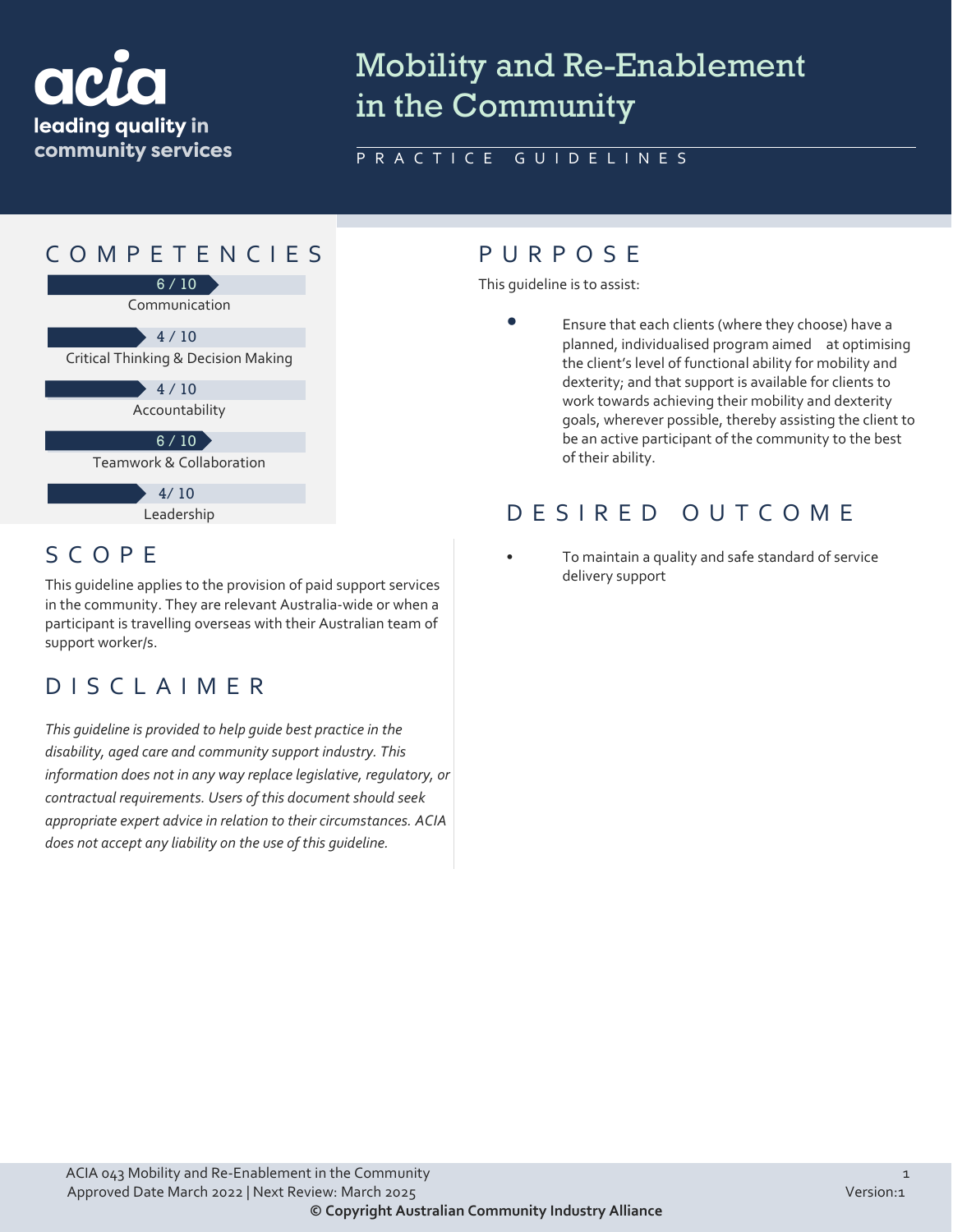acia
leading quality in community services

# Mobility and Re-Enablement in the Community

PRACTICE GUIDELINES

## COMPETENCIES

6 / 10
Communication

4 / 10
Critical Thinking & Decision Making

4 / 10
Accountability

6 / 10
Teamwork & Collaboration

4/ 10
Leadership

## SCOPE

This guideline applies to the provision of paid support services in the community. They are relevant Australia-wide or when a participant is travelling overseas with their Australian team of support worker/s.

## DISCLAIMER

*This guideline is provided to help guide best practice in the disability, aged care and community support industry. This information does not in any way replace legislative, regulatory, or contractual requirements. Users of this document should seek appropriate expert advice in relation to their circumstances. ACIA does not accept any liability on the use of this guideline.*

## PURPOSE

This guideline is to assist:

- Ensure that each clients (where they choose) have a planned, individualised program aimed at optimising the client's level of functional ability for mobility and dexterity; and that support is available for clients to work towards achieving their mobility and dexterity goals, wherever possible, thereby assisting the client to be an active participant of the community to the best of their ability.

## DESIRED OUTCOME

- To maintain a quality and safe standard of service delivery support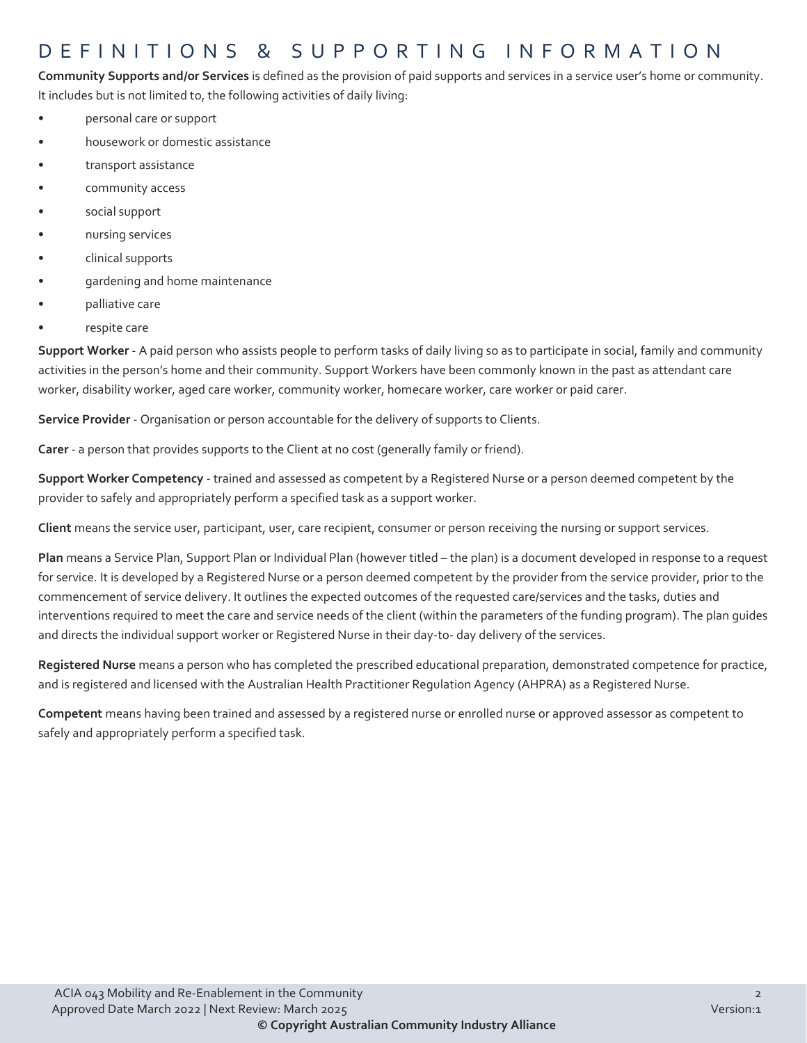# DEFINITIONS & SUPPORTING INFORMATION

**Community Supports and/or Services** is defined as the provision of paid supports and services in a service user's home or community. It includes but is not limited to, the following activities of daily living:

- personal care or support
- housework or domestic assistance
- transport assistance
- community access
- social support
- nursing services
- clinical supports
- gardening and home maintenance
- palliative care
- respite care

**Support Worker** - A paid person who assists people to perform tasks of daily living so as to participate in social, family and community activities in the person's home and their community. Support Workers have been commonly known in the past as attendant care worker, disability worker, aged care worker, community worker, homecare worker, care worker or paid carer.

**Service Provider** - Organisation or person accountable for the delivery of supports to Clients.

**Carer** - a person that provides supports to the Client at no cost (generally family or friend).

**Support Worker Competency** - trained and assessed as competent by a Registered Nurse or a person deemed competent by the provider to safely and appropriately perform a specified task as a support worker.

**Client** means the service user, participant, user, care recipient, consumer or person receiving the nursing or support services.

**Plan** means a Service Plan, Support Plan or Individual Plan (however titled – the plan) is a document developed in response to a request for service. It is developed by a Registered Nurse or a person deemed competent by the provider from the service provider, prior to the commencement of service delivery. It outlines the expected outcomes of the requested care/services and the tasks, duties and interventions required to meet the care and service needs of the client (within the parameters of the funding program). The plan guides and directs the individual support worker or Registered Nurse in their day-to- day delivery of the services.

**Registered Nurse** means a person who has completed the prescribed educational preparation, demonstrated competence for practice, and is registered and licensed with the Australian Health Practitioner Regulation Agency (AHPRA) as a Registered Nurse.

**Competent** means having been trained and assessed by a registered nurse or enrolled nurse or approved assessor as competent to safely and appropriately perform a specified task.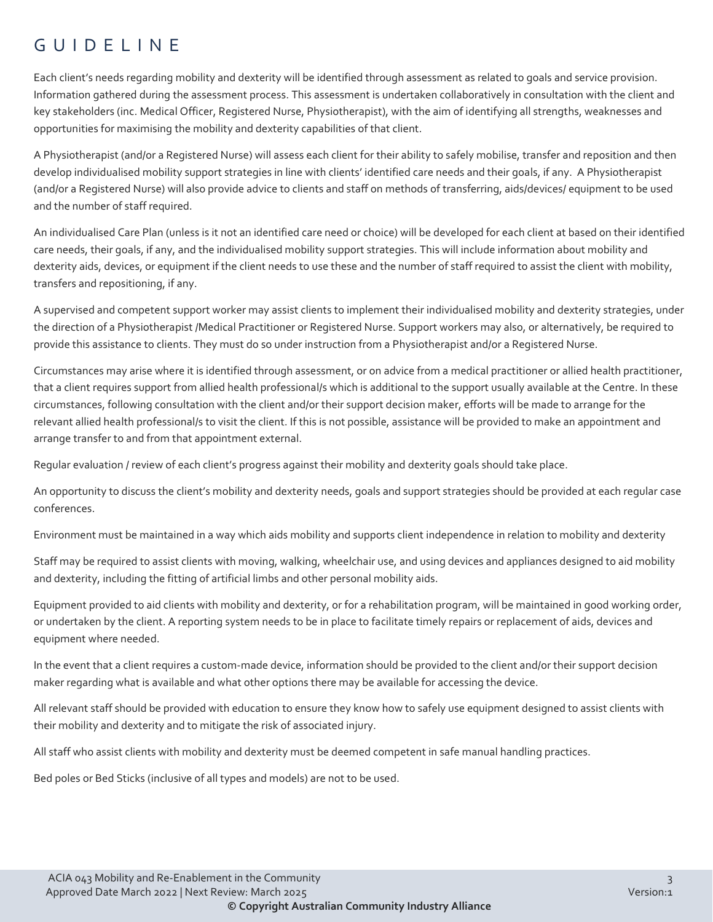# GUIDELINE

Each client's needs regarding mobility and dexterity will be identified through assessment as related to goals and service provision. Information gathered during the assessment process. This assessment is undertaken collaboratively in consultation with the client and key stakeholders (inc. Medical Officer, Registered Nurse, Physiotherapist), with the aim of identifying all strengths, weaknesses and opportunities for maximising the mobility and dexterity capabilities of that client.

A Physiotherapist (and/or a Registered Nurse) will assess each client for their ability to safely mobilise, transfer and reposition and then develop individualised mobility support strategies in line with clients' identified care needs and their goals, if any. A Physiotherapist (and/or a Registered Nurse) will also provide advice to clients and staff on methods of transferring, aids/devices/ equipment to be used and the number of staff required.

An individualised Care Plan (unless is it not an identified care need or choice) will be developed for each client at based on their identified care needs, their goals, if any, and the individualised mobility support strategies. This will include information about mobility and dexterity aids, devices, or equipment if the client needs to use these and the number of staff required to assist the client with mobility, transfers and repositioning, if any.

A supervised and competent support worker may assist clients to implement their individualised mobility and dexterity strategies, under the direction of a Physiotherapist /Medical Practitioner or Registered Nurse. Support workers may also, or alternatively, be required to provide this assistance to clients. They must do so under instruction from a Physiotherapist and/or a Registered Nurse.

Circumstances may arise where it is identified through assessment, or on advice from a medical practitioner or allied health practitioner, that a client requires support from allied health professional/s which is additional to the support usually available at the Centre. In these circumstances, following consultation with the client and/or their support decision maker, efforts will be made to arrange for the relevant allied health professional/s to visit the client. If this is not possible, assistance will be provided to make an appointment and arrange transfer to and from that appointment external.

Regular evaluation / review of each client's progress against their mobility and dexterity goals should take place.

An opportunity to discuss the client's mobility and dexterity needs, goals and support strategies should be provided at each regular case conferences.

Environment must be maintained in a way which aids mobility and supports client independence in relation to mobility and dexterity

Staff may be required to assist clients with moving, walking, wheelchair use, and using devices and appliances designed to aid mobility and dexterity, including the fitting of artificial limbs and other personal mobility aids.

Equipment provided to aid clients with mobility and dexterity, or for a rehabilitation program, will be maintained in good working order, or undertaken by the client. A reporting system needs to be in place to facilitate timely repairs or replacement of aids, devices and equipment where needed.

In the event that a client requires a custom-made device, information should be provided to the client and/or their support decision maker regarding what is available and what other options there may be available for accessing the device.

All relevant staff should be provided with education to ensure they know how to safely use equipment designed to assist clients with their mobility and dexterity and to mitigate the risk of associated injury.

All staff who assist clients with mobility and dexterity must be deemed competent in safe manual handling practices.

Bed poles or Bed Sticks (inclusive of all types and models) are not to be used.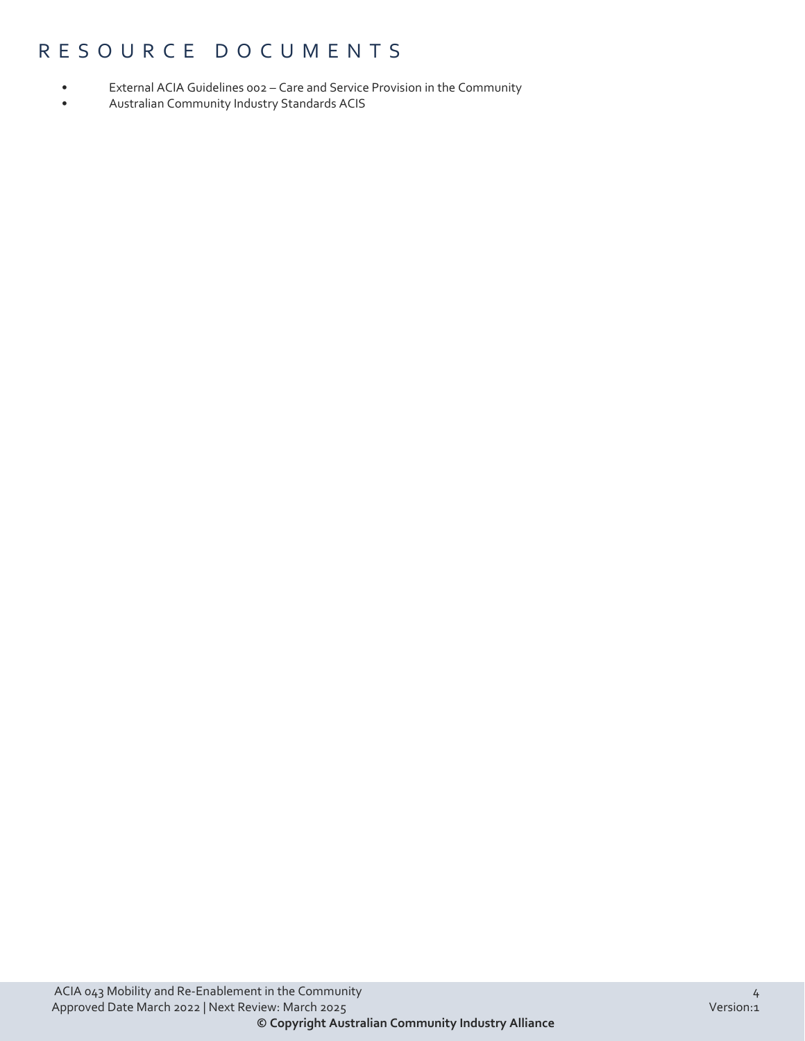# RESOURCE DOCUMENTS

- External ACIA Guidelines 002 – Care and Service Provision in the Community
- Australian Community Industry Standards ACIS